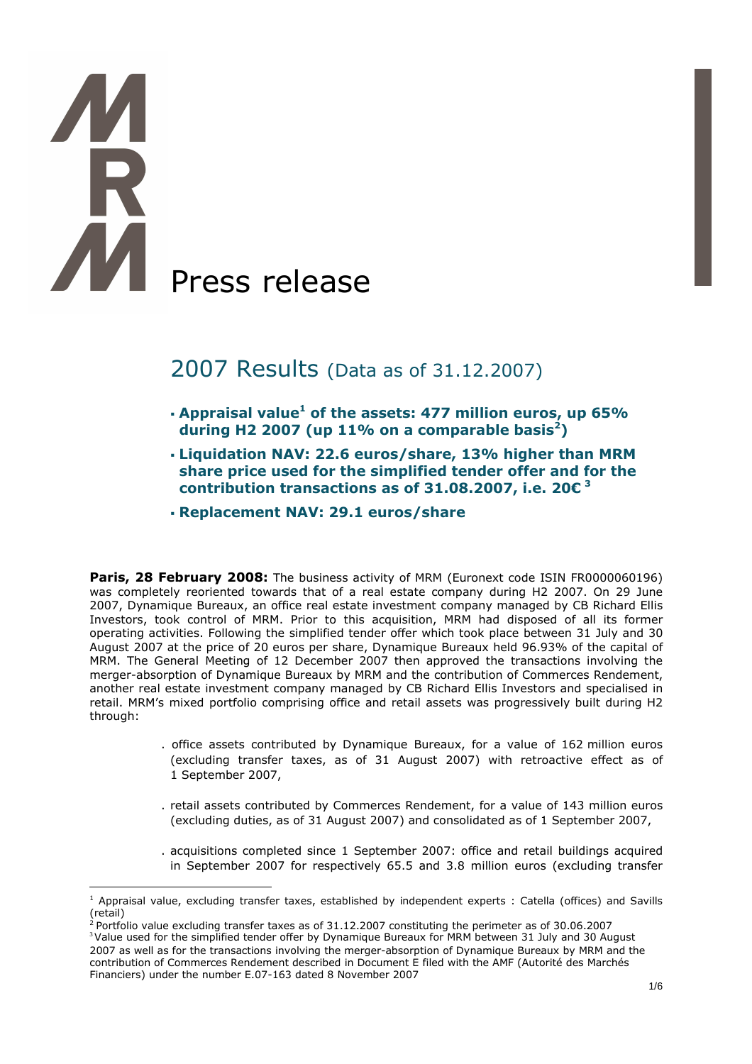# Press release

## 2007 Results (Data as of 31.12.2007)

- **Appraisal value[1] of the assets: 477 million euros, up 65% during H2 2007 (up 11% on a comparable basis[2])**
- **Liquidation NAV: 22.6 euros/share, 13% higher than MRM share price used for the simplified tender offer and for the contribution transactions as of 31.08.2007, i.e. 20€ [3]**
- **Replacement NAV: 29.1 euros/share**

**Paris, 28 February 2008:** The business activity of MRM (Euronext code ISIN FR0000060196) was completely reoriented towards that of a real estate company during H2 2007. On 29 June 2007, Dynamique Bureaux, an office real estate investment company managed by CB Richard Ellis Investors, took control of MRM. Prior to this acquisition, MRM had disposed of all its former operating activities. Following the simplified tender offer which took place between 31 July and 30 August 2007 at the price of 20 euros per share, Dynamique Bureaux held 96.93% of the capital of MRM. The General Meeting of 12 December 2007 then approved the transactions involving the merger-absorption of Dynamique Bureaux by MRM and the contribution of Commerces Rendement, another real estate investment company managed by CB Richard Ellis Investors and specialised in retail. MRM's mixed portfolio comprising office and retail assets was progressively built during H2 through:

. office assets contributed by Dynamique Bureaux, for a value of 162 million euros (excluding transfer taxes, as of 31 August 2007) with retroactive effect as of 1 September 2007,

. retail assets contributed by Commerces Rendement, for a value of 143 million euros (excluding duties, as of 31 August 2007) and consolidated as of 1 September 2007,

. acquisitions completed since 1 September 2007: office and retail buildings acquired in September 2007 for respectively 65.5 and 3.8 million euros (excluding transfer

---

[1] Appraisal value, excluding transfer taxes, established by independent experts : Catella (offices) and Savills (retail)

[2] Portfolio value excluding transfer taxes as of 31.12.2007 constituting the perimeter as of 30.06.2007

[3] Value used for the simplified tender offer by Dynamique Bureaux for MRM between 31 July and 30 August 2007 as well as for the transactions involving the merger-absorption of Dynamique Bureaux by MRM and the contribution of Commerces Rendement described in Document E filed with the AMF (Autorité des Marchés Financiers) under the number E.07-163 dated 8 November 2007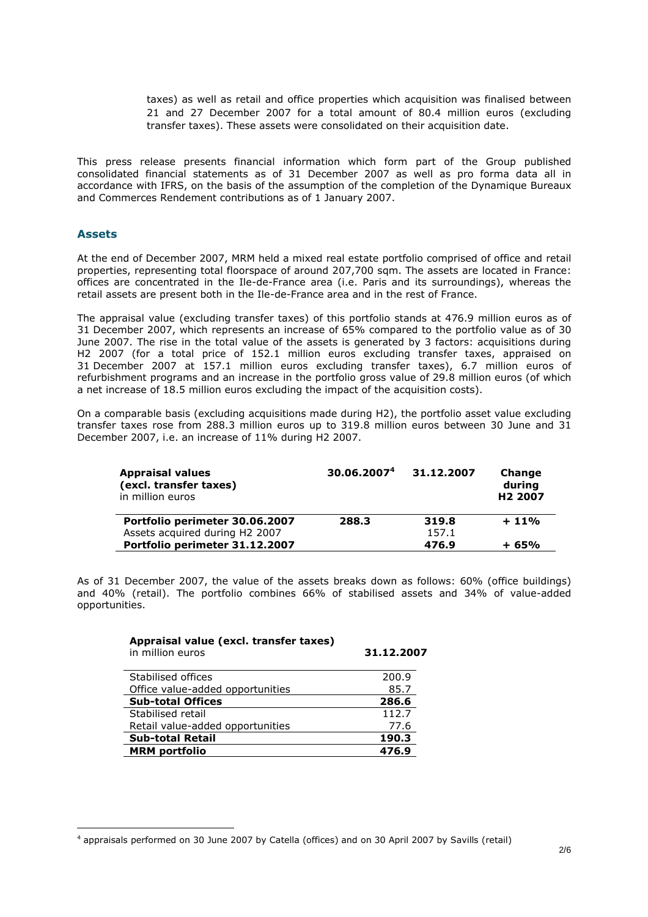taxes) as well as retail and office properties which acquisition was finalised between 21 and 27 December 2007 for a total amount of 80.4 million euros (excluding transfer taxes). These assets were consolidated on their acquisition date.

This press release presents financial information which form part of the Group published consolidated financial statements as of 31 December 2007 as well as pro forma data all in accordance with IFRS, on the basis of the assumption of the completion of the Dynamique Bureaux and Commerces Rendement contributions as of 1 January 2007.

## Assets

At the end of December 2007, MRM held a mixed real estate portfolio comprised of office and retail properties, representing total floorspace of around 207,700 sqm. The assets are located in France: offices are concentrated in the Ile-de-France area (i.e. Paris and its surroundings), whereas the retail assets are present both in the Ile-de-France area and in the rest of France.

The appraisal value (excluding transfer taxes) of this portfolio stands at 476.9 million euros as of 31 December 2007, which represents an increase of 65% compared to the portfolio value as of 30 June 2007. The rise in the total value of the assets is generated by 3 factors: acquisitions during H2 2007 (for a total price of 152.1 million euros excluding transfer taxes, appraised on 31 December 2007 at 157.1 million euros excluding transfer taxes), 6.7 million euros of refurbishment programs and an increase in the portfolio gross value of 29.8 million euros (of which a net increase of 18.5 million euros excluding the impact of the acquisition costs).

On a comparable basis (excluding acquisitions made during H2), the portfolio asset value excluding transfer taxes rose from 288.3 million euros up to 319.8 million euros between 30 June and 31 December 2007, i.e. an increase of 11% during H2 2007.

| **Appraisal values (excl. transfer taxes)** in million euros | **30.06.2007**[4] | **31.12.2007** | **Change during H2 2007** |
|---|---|---|---|
| **Portfolio perimeter 30.06.2007** | **288.3** | **319.8** | **+ 11%** |
| Assets acquired during H2 2007 | | 157.1 | |
| **Portfolio perimeter 31.12.2007** | | **476.9** | **+ 65%** |

As of 31 December 2007, the value of the assets breaks down as follows: 60% (office buildings) and 40% (retail). The portfolio combines 66% of stabilised assets and 34% of value-added opportunities.

| **Appraisal value (excl. transfer taxes)** in million euros | **31.12.2007** |
|---|---|
| Stabilised offices | 200.9 |
| Office value-added opportunities | 85.7 |
| **Sub-total Offices** | **286.6** |
| Stabilised retail | 112.7 |
| Retail value-added opportunities | 77.6 |
| **Sub-total Retail** | **190.3** |
| **MRM portfolio** | **476.9** |

[4] appraisals performed on 30 June 2007 by Catella (offices) and on 30 April 2007 by Savills (retail)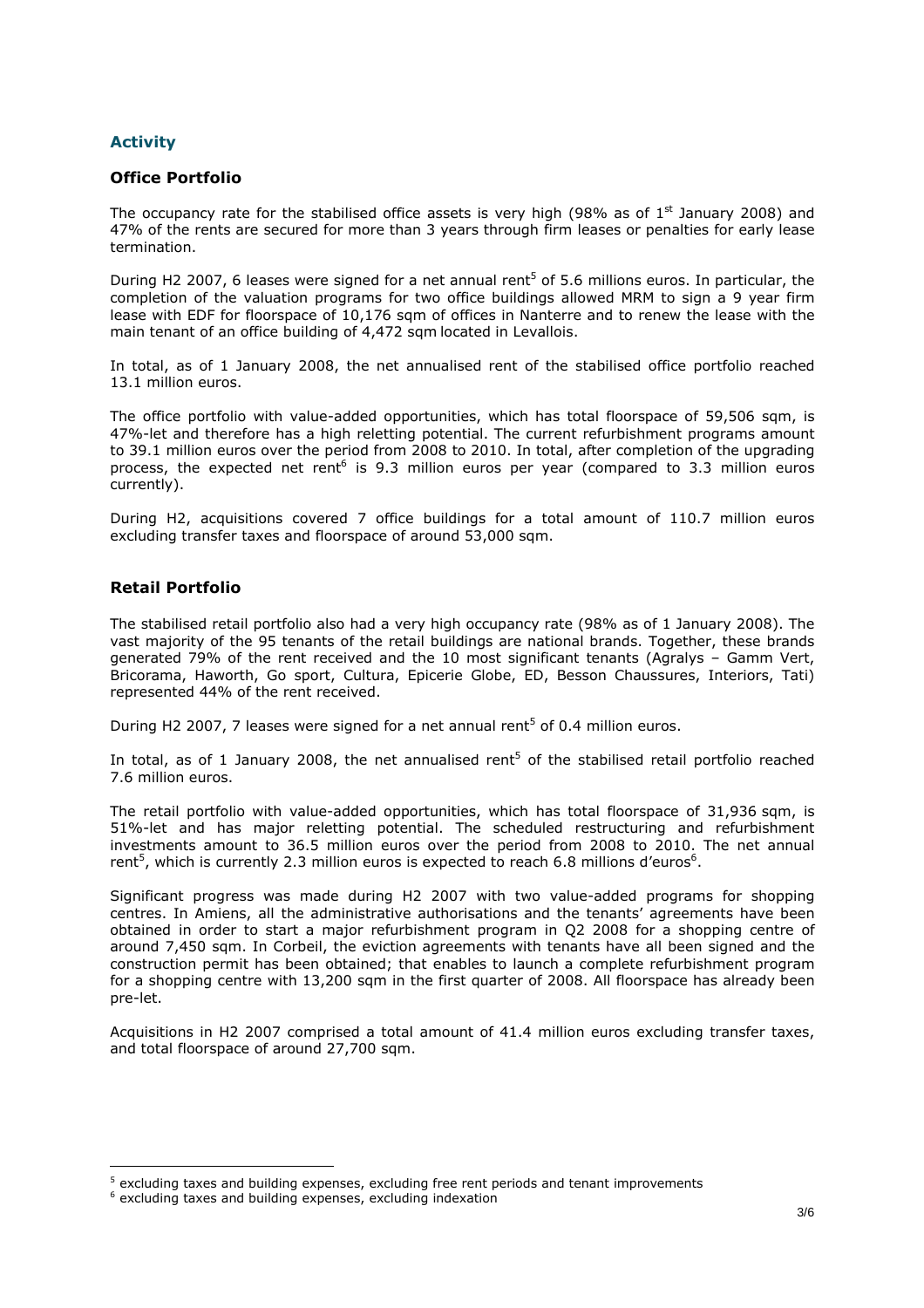## Activity

### Office Portfolio

The occupancy rate for the stabilised office assets is very high (98% as of 1st January 2008) and 47% of the rents are secured for more than 3 years through firm leases or penalties for early lease termination.

During H2 2007, 6 leases were signed for a net annual rent[5] of 5.6 millions euros. In particular, the completion of the valuation programs for two office buildings allowed MRM to sign a 9 year firm lease with EDF for floorspace of 10,176 sqm of offices in Nanterre and to renew the lease with the main tenant of an office building of 4,472 sqm located in Levallois.

In total, as of 1 January 2008, the net annualised rent of the stabilised office portfolio reached 13.1 million euros.

The office portfolio with value-added opportunities, which has total floorspace of 59,506 sqm, is 47%-let and therefore has a high reletting potential. The current refurbishment programs amount to 39.1 million euros over the period from 2008 to 2010. In total, after completion of the upgrading process, the expected net rent[6] is 9.3 million euros per year (compared to 3.3 million euros currently).

During H2, acquisitions covered 7 office buildings for a total amount of 110.7 million euros excluding transfer taxes and floorspace of around 53,000 sqm.

### Retail Portfolio

The stabilised retail portfolio also had a very high occupancy rate (98% as of 1 January 2008). The vast majority of the 95 tenants of the retail buildings are national brands. Together, these brands generated 79% of the rent received and the 10 most significant tenants (Agralys – Gamm Vert, Bricorama, Haworth, Go sport, Cultura, Epicerie Globe, ED, Besson Chaussures, Interiors, Tati) represented 44% of the rent received.

During H2 2007, 7 leases were signed for a net annual rent[5] of 0.4 million euros.

In total, as of 1 January 2008, the net annualised rent[5] of the stabilised retail portfolio reached 7.6 million euros.

The retail portfolio with value-added opportunities, which has total floorspace of 31,936 sqm, is 51%-let and has major reletting potential. The scheduled restructuring and refurbishment investments amount to 36.5 million euros over the period from 2008 to 2010. The net annual rent[5], which is currently 2.3 million euros is expected to reach 6.8 millions d'euros[6].

Significant progress was made during H2 2007 with two value-added programs for shopping centres. In Amiens, all the administrative authorisations and the tenants' agreements have been obtained in order to start a major refurbishment program in Q2 2008 for a shopping centre of around 7,450 sqm. In Corbeil, the eviction agreements with tenants have all been signed and the construction permit has been obtained; that enables to launch a complete refurbishment program for a shopping centre with 13,200 sqm in the first quarter of 2008. All floorspace has already been pre-let.

Acquisitions in H2 2007 comprised a total amount of 41.4 million euros excluding transfer taxes, and total floorspace of around 27,700 sqm.

---

[5] excluding taxes and building expenses, excluding free rent periods and tenant improvements

[6] excluding taxes and building expenses, excluding indexation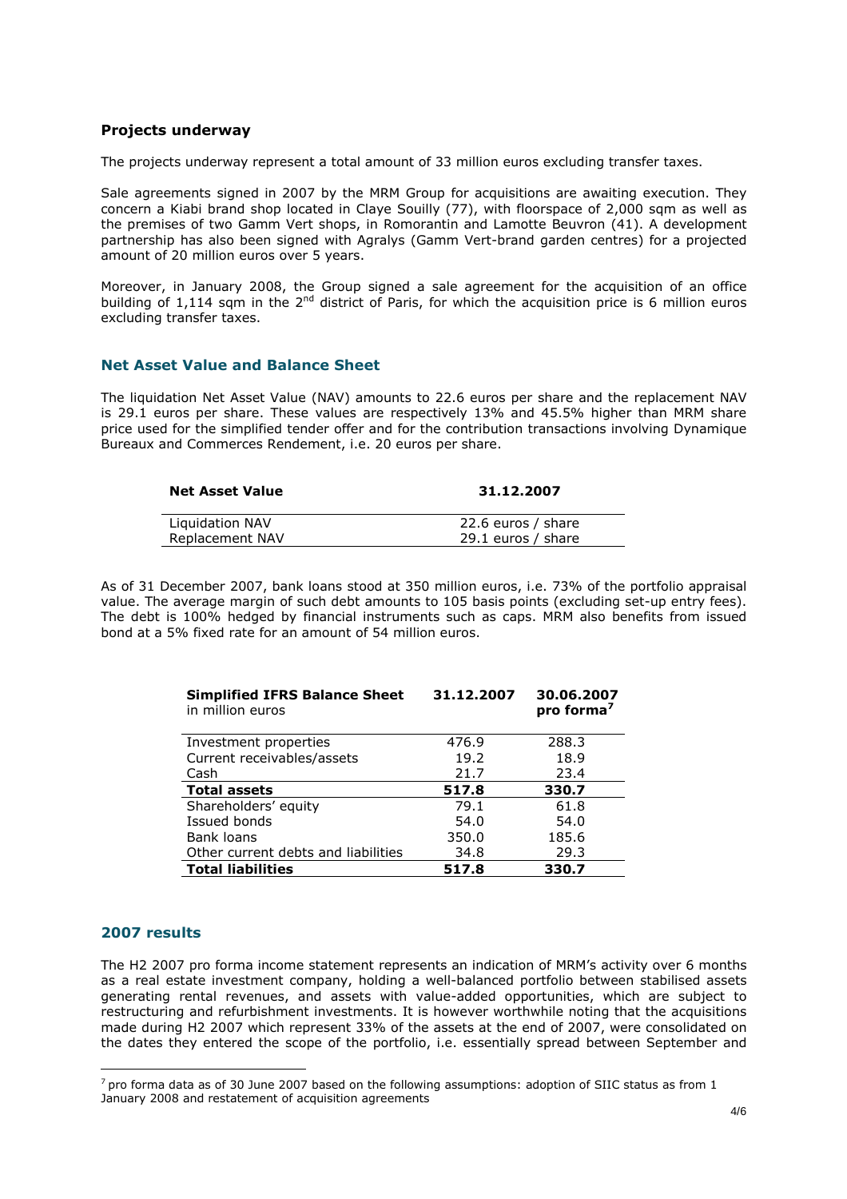### Projects underway

The projects underway represent a total amount of 33 million euros excluding transfer taxes.

Sale agreements signed in 2007 by the MRM Group for acquisitions are awaiting execution. They concern a Kiabi brand shop located in Claye Souilly (77), with floorspace of 2,000 sqm as well as the premises of two Gamm Vert shops, in Romorantin and Lamotte Beuvron (41). A development partnership has also been signed with Agralys (Gamm Vert-brand garden centres) for a projected amount of 20 million euros over 5 years.

Moreover, in January 2008, the Group signed a sale agreement for the acquisition of an office building of 1,114 sqm in the 2[nd] district of Paris, for which the acquisition price is 6 million euros excluding transfer taxes.

### Net Asset Value and Balance Sheet

The liquidation Net Asset Value (NAV) amounts to 22.6 euros per share and the replacement NAV is 29.1 euros per share. These values are respectively 13% and 45.5% higher than MRM share price used for the simplified tender offer and for the contribution transactions involving Dynamique Bureaux and Commerces Rendement, i.e. 20 euros per share.

| **Net Asset Value** | **31.12.2007** |
|---|---|
| Liquidation NAV | 22.6 euros / share |
| Replacement NAV | 29.1 euros / share |

As of 31 December 2007, bank loans stood at 350 million euros, i.e. 73% of the portfolio appraisal value. The average margin of such debt amounts to 105 basis points (excluding set-up entry fees). The debt is 100% hedged by financial instruments such as caps. MRM also benefits from issued bond at a 5% fixed rate for an amount of 54 million euros.

| **Simplified IFRS Balance Sheet** in million euros | **31.12.2007** | **30.06.2007 pro forma[7]** |
|---|---|---|
| Investment properties | 476.9 | 288.3 |
| Current receivables/assets | 19.2 | 18.9 |
| Cash | 21.7 | 23.4 |
| **Total assets** | **517.8** | **330.7** |
| Shareholders' equity | 79.1 | 61.8 |
| Issued bonds | 54.0 | 54.0 |
| Bank loans | 350.0 | 185.6 |
| Other current debts and liabilities | 34.8 | 29.3 |
| **Total liabilities** | **517.8** | **330.7** |

### 2007 results

The H2 2007 pro forma income statement represents an indication of MRM's activity over 6 months as a real estate investment company, holding a well-balanced portfolio between stabilised assets generating rental revenues, and assets with value-added opportunities, which are subject to restructuring and refurbishment investments. It is however worthwhile noting that the acquisitions made during H2 2007 which represent 33% of the assets at the end of 2007, were consolidated on the dates they entered the scope of the portfolio, i.e. essentially spread between September and

[7] pro forma data as of 30 June 2007 based on the following assumptions: adoption of SIIC status as from 1 January 2008 and restatement of acquisition agreements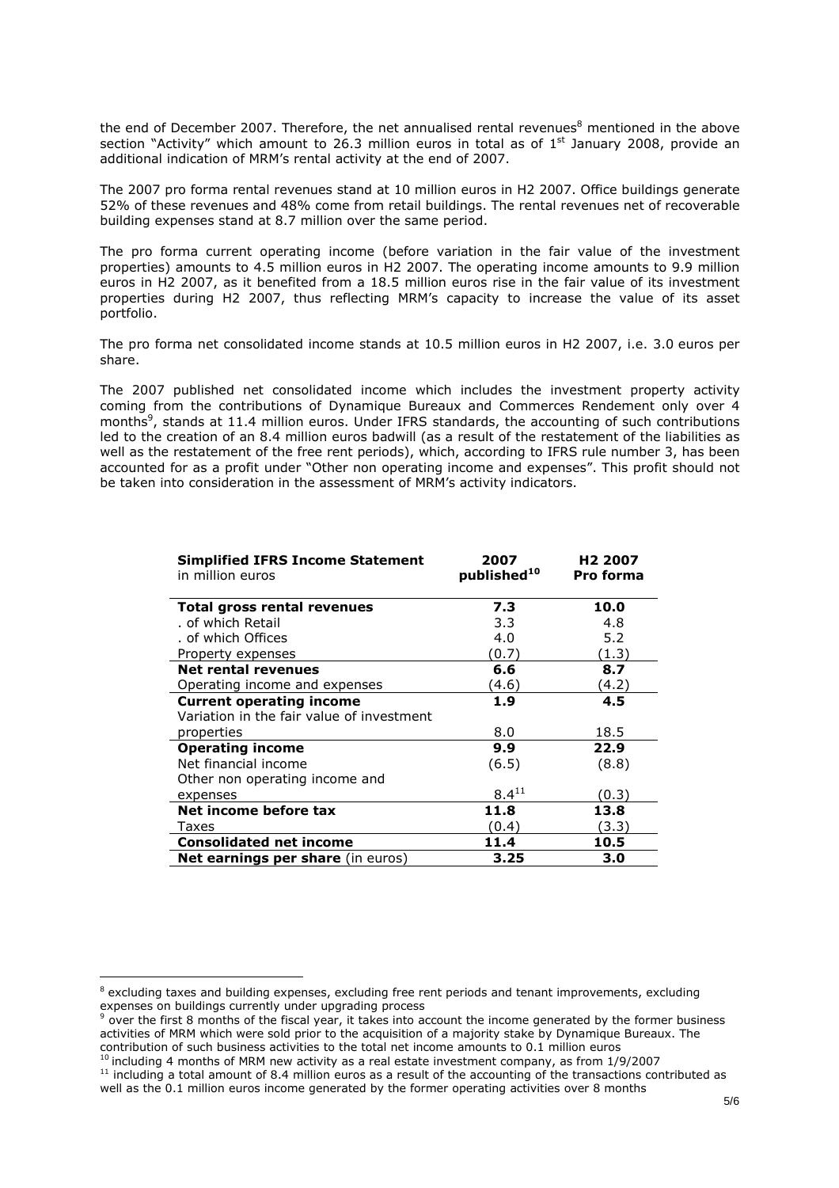the end of December 2007. Therefore, the net annualised rental revenues[8] mentioned in the above section "Activity" which amount to 26.3 million euros in total as of 1st January 2008, provide an additional indication of MRM's rental activity at the end of 2007.

The 2007 pro forma rental revenues stand at 10 million euros in H2 2007. Office buildings generate 52% of these revenues and 48% come from retail buildings. The rental revenues net of recoverable building expenses stand at 8.7 million over the same period.

The pro forma current operating income (before variation in the fair value of the investment properties) amounts to 4.5 million euros in H2 2007. The operating income amounts to 9.9 million euros in H2 2007, as it benefited from a 18.5 million euros rise in the fair value of its investment properties during H2 2007, thus reflecting MRM's capacity to increase the value of its asset portfolio.

The pro forma net consolidated income stands at 10.5 million euros in H2 2007, i.e. 3.0 euros per share.

The 2007 published net consolidated income which includes the investment property activity coming from the contributions of Dynamique Bureaux and Commerces Rendement only over 4 months[9], stands at 11.4 million euros. Under IFRS standards, the accounting of such contributions led to the creation of an 8.4 million euros badwill (as a result of the restatement of the liabilities as well as the restatement of the free rent periods), which, according to IFRS rule number 3, has been accounted for as a profit under "Other non operating income and expenses". This profit should not be taken into consideration in the assessment of MRM's activity indicators.

| **Simplified IFRS Income Statement** in million euros | **2007 published[10]** | **H2 2007 Pro forma** |
|---|---|---|
| **Total gross rental revenues** | **7.3** | **10.0** |
| . of which Retail | 3.3 | 4.8 |
| . of which Offices | 4.0 | 5.2 |
| Property expenses | (0.7) | (1.3) |
| **Net rental revenues** | **6.6** | **8.7** |
| Operating income and expenses | (4.6) | (4.2) |
| **Current operating income** | **1.9** | **4.5** |
| Variation in the fair value of investment properties | 8.0 | 18.5 |
| **Operating income** | **9.9** | **22.9** |
| Net financial income | (6.5) | (8.8) |
| Other non operating income and expenses | 8.4[11] | (0.3) |
| **Net income before tax** | **11.8** | **13.8** |
| Taxes | (0.4) | (3.3) |
| **Consolidated net income** | **11.4** | **10.5** |
| **Net earnings per share** (in euros) | **3.25** | **3.0** |

[8] excluding taxes and building expenses, excluding free rent periods and tenant improvements, excluding expenses on buildings currently under upgrading process

[9] over the first 8 months of the fiscal year, it takes into account the income generated by the former business activities of MRM which were sold prior to the acquisition of a majority stake by Dynamique Bureaux. The contribution of such business activities to the total net income amounts to 0.1 million euros

[10] including 4 months of MRM new activity as a real estate investment company, as from 1/9/2007

[11] including a total amount of 8.4 million euros as a result of the accounting of the transactions contributed as well as the 0.1 million euros income generated by the former operating activities over 8 months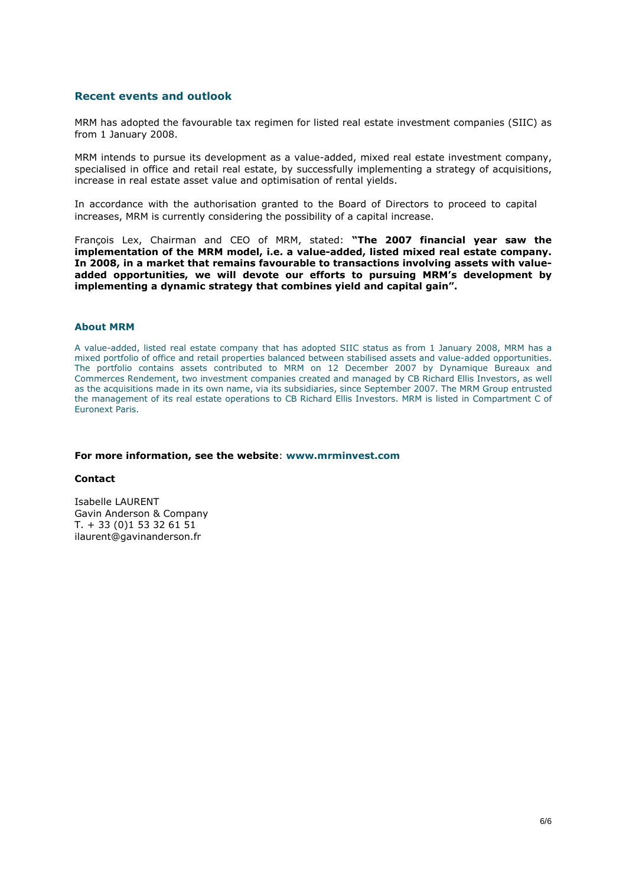## Recent events and outlook

MRM has adopted the favourable tax regimen for listed real estate investment companies (SIIC) as from 1 January 2008.

MRM intends to pursue its development as a value-added, mixed real estate investment company, specialised in office and retail real estate, by successfully implementing a strategy of acquisitions, increase in real estate asset value and optimisation of rental yields.

In accordance with the authorisation granted to the Board of Directors to proceed to capital increases, MRM is currently considering the possibility of a capital increase.

François Lex, Chairman and CEO of MRM, stated: **"The 2007 financial year saw the implementation of the MRM model, i.e. a value-added, listed mixed real estate company. In 2008, in a market that remains favourable to transactions involving assets with value-added opportunities, we will devote our efforts to pursuing MRM's development by implementing a dynamic strategy that combines yield and capital gain".**

### About MRM

A value-added, listed real estate company that has adopted SIIC status as from 1 January 2008, MRM has a mixed portfolio of office and retail properties balanced between stabilised assets and value-added opportunities. The portfolio contains assets contributed to MRM on 12 December 2007 by Dynamique Bureaux and Commerces Rendement, two investment companies created and managed by CB Richard Ellis Investors, as well as the acquisitions made in its own name, via its subsidiaries, since September 2007. The MRM Group entrusted the management of its real estate operations to CB Richard Ellis Investors. MRM is listed in Compartment C of Euronext Paris.

**For more information, see the website**: **www.mrminvest.com**

**Contact**

Isabelle LAURENT
Gavin Anderson & Company
T. + 33 (0)1 53 32 61 51
ilaurent@gavinanderson.fr